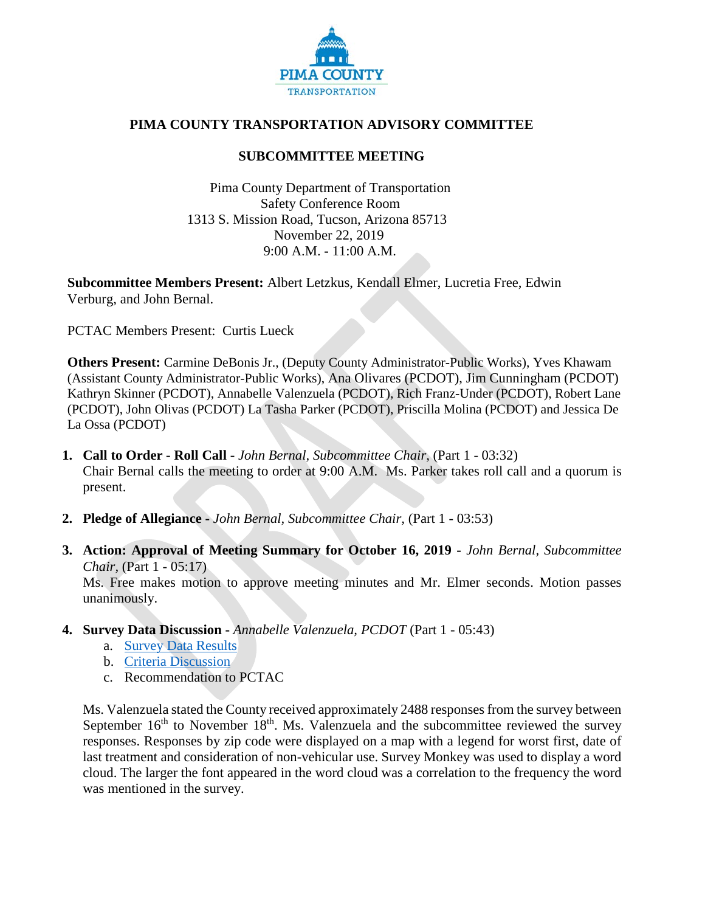# PIMA COUNTY TRANSPORTATION ADVISORY COMMITTEE

## SUBCOMMITTEE MEETING

Pima County Department of Transportation
Safety Conference Room
1313 S. Mission Road, Tucson, Arizona 85713
November 22, 2019
9:00 A.M. - 11:00 A.M.

**Subcommittee Members Present:** Albert Letzkus, Kendall Elmer, Lucretia Free, Edwin Verburg, and John Bernal.

PCTAC Members Present: Curtis Lueck

**Others Present:** Carmine DeBonis Jr., (Deputy County Administrator-Public Works), Yves Khawam (Assistant County Administrator-Public Works), Ana Olivares (PCDOT), Jim Cunningham (PCDOT) Kathryn Skinner (PCDOT), Annabelle Valenzuela (PCDOT), Rich Franz-Under (PCDOT), Robert Lane (PCDOT), John Olivas (PCDOT) La Tasha Parker (PCDOT), Priscilla Molina (PCDOT) and Jessica De La Ossa (PCDOT)

1. **Call to Order - Roll Call -** *John Bernal, Subcommittee Chair,* (Part 1 - 03:32)
   Chair Bernal calls the meeting to order at 9:00 A.M. Ms. Parker takes roll call and a quorum is present.

2. **Pledge of Allegiance -** *John Bernal, Subcommittee Chair,* (Part 1 - 03:53)

3. **Action: Approval of Meeting Summary for October 16, 2019 -** *John Bernal, Subcommittee Chair,* (Part 1 - 05:17)
   Ms. Free makes motion to approve meeting minutes and Mr. Elmer seconds. Motion passes unanimously.

4. **Survey Data Discussion -** *Annabelle Valenzuela, PCDOT* (Part 1 - 05:43)
   a. Survey Data Results
   b. Criteria Discussion
   c. Recommendation to PCTAC

   Ms. Valenzuela stated the County received approximately 2488 responses from the survey between September 16th to November 18th. Ms. Valenzuela and the subcommittee reviewed the survey responses. Responses by zip code were displayed on a map with a legend for worst first, date of last treatment and consideration of non-vehicular use. Survey Monkey was used to display a word cloud. The larger the font appeared in the word cloud was a correlation to the frequency the word was mentioned in the survey.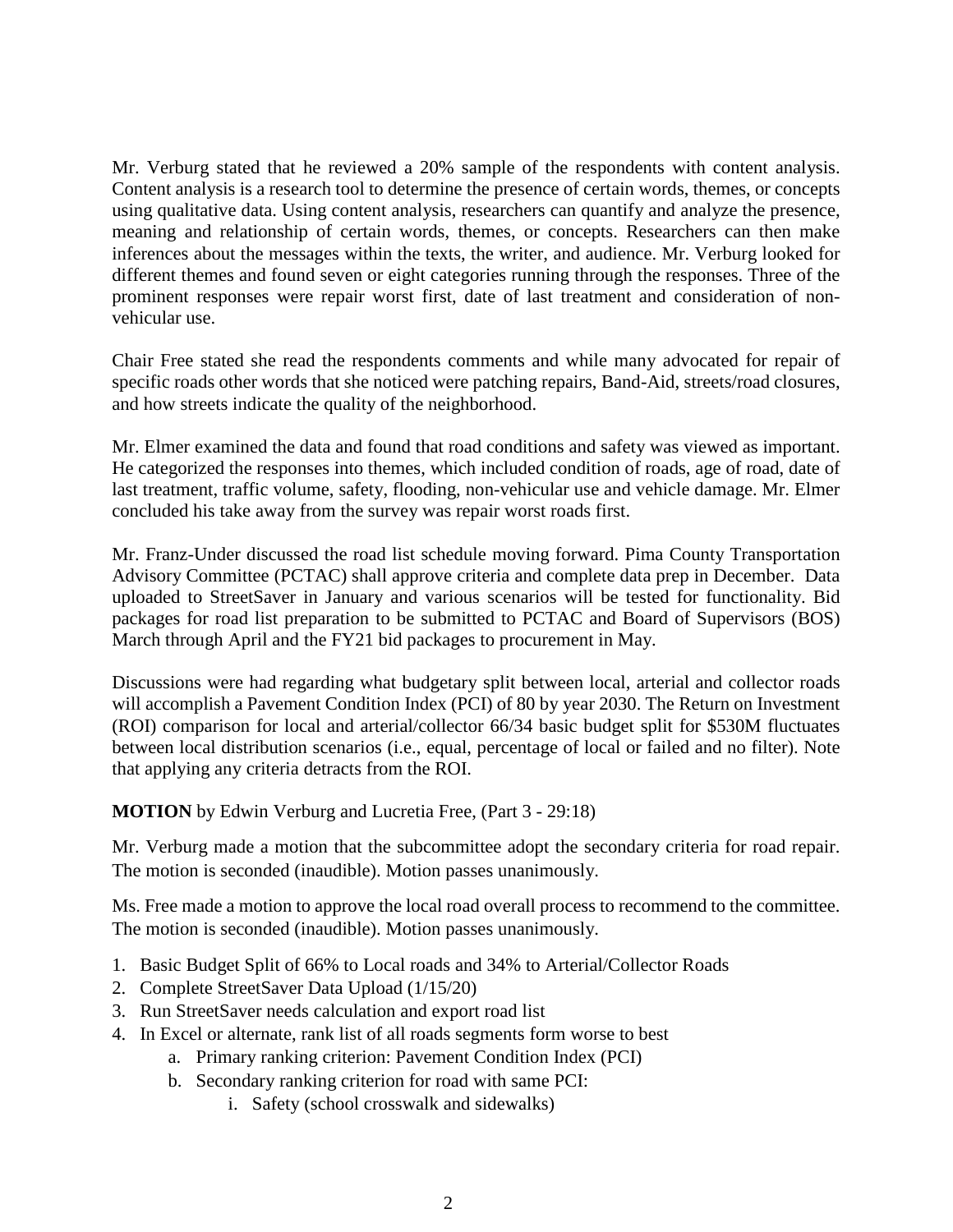Mr. Verburg stated that he reviewed a 20% sample of the respondents with content analysis. Content analysis is a research tool to determine the presence of certain words, themes, or concepts using qualitative data. Using content analysis, researchers can quantify and analyze the presence, meaning and relationship of certain words, themes, or concepts. Researchers can then make inferences about the messages within the texts, the writer, and audience. Mr. Verburg looked for different themes and found seven or eight categories running through the responses. Three of the prominent responses were repair worst first, date of last treatment and consideration of non-vehicular use.

Chair Free stated she read the respondents comments and while many advocated for repair of specific roads other words that she noticed were patching repairs, Band-Aid, streets/road closures, and how streets indicate the quality of the neighborhood.

Mr. Elmer examined the data and found that road conditions and safety was viewed as important. He categorized the responses into themes, which included condition of roads, age of road, date of last treatment, traffic volume, safety, flooding, non-vehicular use and vehicle damage. Mr. Elmer concluded his take away from the survey was repair worst roads first.

Mr. Franz-Under discussed the road list schedule moving forward. Pima County Transportation Advisory Committee (PCTAC) shall approve criteria and complete data prep in December. Data uploaded to StreetSaver in January and various scenarios will be tested for functionality. Bid packages for road list preparation to be submitted to PCTAC and Board of Supervisors (BOS) March through April and the FY21 bid packages to procurement in May.

Discussions were had regarding what budgetary split between local, arterial and collector roads will accomplish a Pavement Condition Index (PCI) of 80 by year 2030. The Return on Investment (ROI) comparison for local and arterial/collector 66/34 basic budget split for $530M fluctuates between local distribution scenarios (i.e., equal, percentage of local or failed and no filter). Note that applying any criteria detracts from the ROI.

**MOTION** by Edwin Verburg and Lucretia Free, (Part 3 - 29:18)

Mr. Verburg made a motion that the subcommittee adopt the secondary criteria for road repair. The motion is seconded (inaudible). Motion passes unanimously.

Ms. Free made a motion to approve the local road overall process to recommend to the committee. The motion is seconded (inaudible). Motion passes unanimously.

1. Basic Budget Split of 66% to Local roads and 34% to Arterial/Collector Roads
2. Complete StreetSaver Data Upload (1/15/20)
3. Run StreetSaver needs calculation and export road list
4. In Excel or alternate, rank list of all roads segments form worse to best
    a. Primary ranking criterion: Pavement Condition Index (PCI)
    b. Secondary ranking criterion for road with same PCI:
        i. Safety (school crosswalk and sidewalks)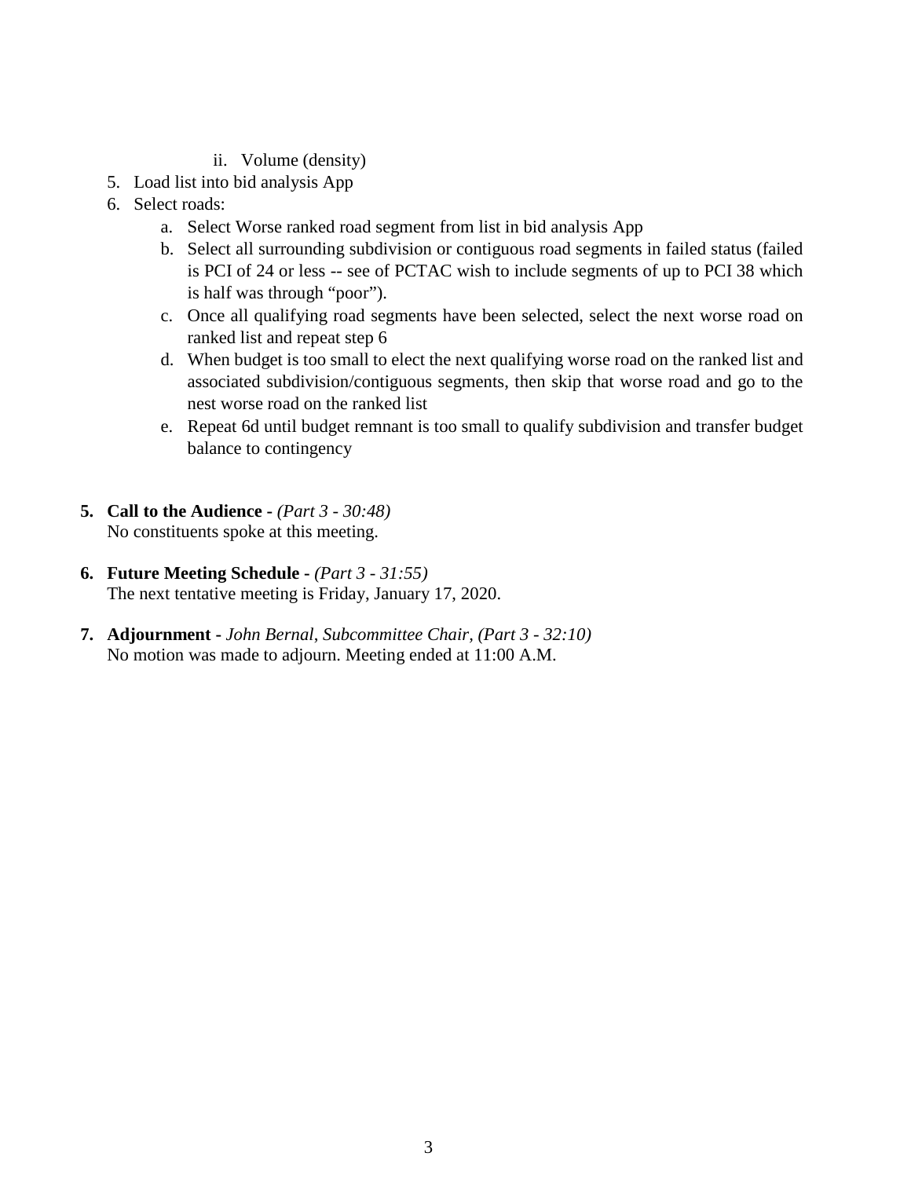ii. Volume (density)

5. Load list into bid analysis App
6. Select roads:
    a. Select Worse ranked road segment from list in bid analysis App
    b. Select all surrounding subdivision or contiguous road segments in failed status (failed is PCI of 24 or less -- see of PCTAC wish to include segments of up to PCI 38 which is half was through “poor”).
    c. Once all qualifying road segments have been selected, select the next worse road on ranked list and repeat step 6
    d. When budget is too small to elect the next qualifying worse road on the ranked list and associated subdivision/contiguous segments, then skip that worse road and go to the nest worse road on the ranked list
    e. Repeat 6d until budget remnant is too small to qualify subdivision and transfer budget balance to contingency

**5. Call to the Audience -** *(Part 3 - 30:48)*
No constituents spoke at this meeting.

**6. Future Meeting Schedule -** *(Part 3 - 31:55)*
The next tentative meeting is Friday, January 17, 2020.

**7. Adjournment -** *John Bernal*, *Subcommittee Chair, (Part 3 - 32:10)*
No motion was made to adjourn. Meeting ended at 11:00 A.M.